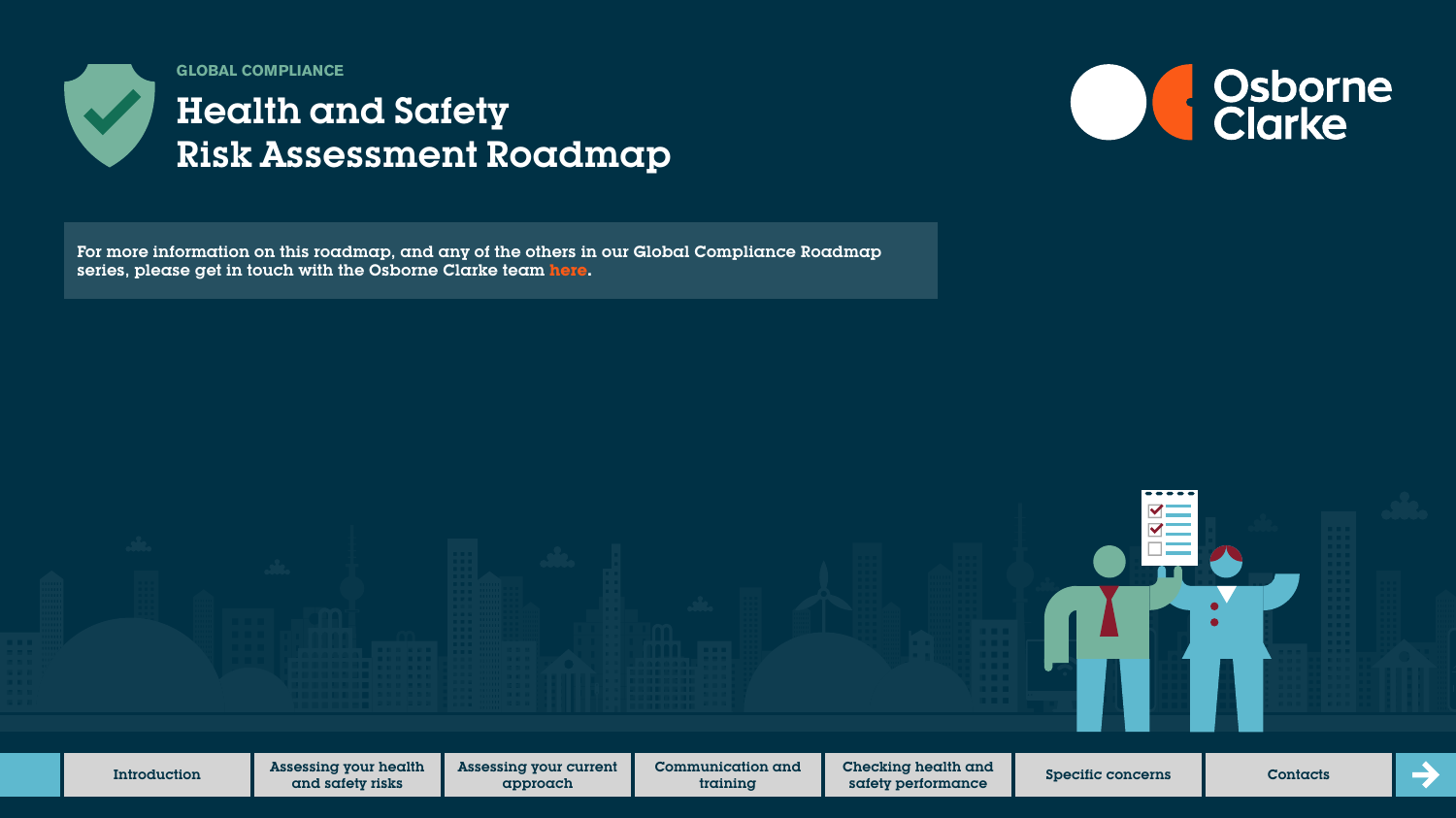GLOBAL COMPLIANCE

# Health and Safety Risk Assessment Roadmap

Osborne Clarke

For more information on this roadmap, and any of the others in our Global Compliance Roadmap series, please get in touch with the Osborne Clarke team here.

Introduction | Assessing your health and safety risks | Assessing your current approach | Communication and training | Checking health and safety performance | Specific concerns | Contacts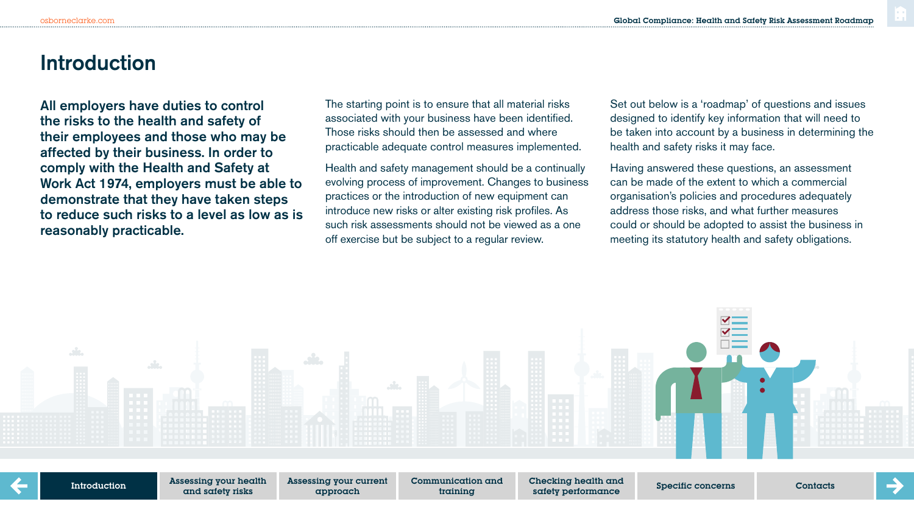# Introduction

**All employers have duties to control the risks to the health and safety of their employees and those who may be affected by their business. In order to comply with the Health and Safety at Work Act 1974, employers must be able to demonstrate that they have taken steps to reduce such risks to a level as low as is reasonably practicable.**

The starting point is to ensure that all material risks associated with your business have been identified. Those risks should then be assessed and where practicable adequate control measures implemented.

Health and safety management should be a continually evolving process of improvement. Changes to business practices or the introduction of new equipment can introduce new risks or alter existing risk profiles. As such risk assessments should not be viewed as a one off exercise but be subject to a regular review.

Set out below is a 'roadmap' of questions and issues designed to identify key information that will need to be taken into account by a business in determining the health and safety risks it may face.

Having answered these questions, an assessment can be made of the extent to which a commercial organisation's policies and procedures adequately address those risks, and what further measures could or should be adopted to assist the business in meeting its statutory health and safety obligations.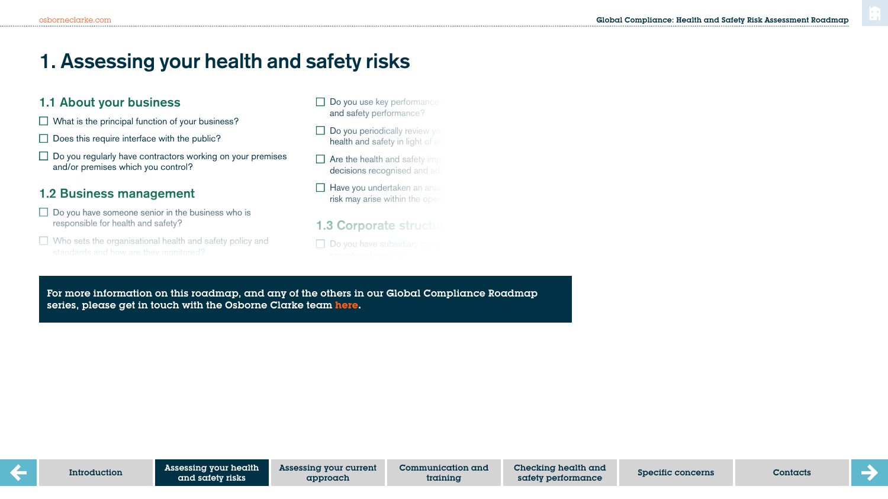# 1. Assessing your health and safety risks

## 1.1 About your business

- ☐ What is the principal function of your business?
- ☐ Does this require interface with the public?
- ☐ Do you regularly have contractors working on your premises and/or premises which you control?

## 1.2 Business management

- ☐ Do you have someone senior in the business who is responsible for health and safety?
- ☐ Who sets the organisational health and safety policy and standards and how are they monitored?
- ☐ Do you use key performance and safety performance?
- ☐ Do you periodically review yo health and safety in light of a
- ☐ Are the health and safety imp decisions recognised and ad
- ☐ Have you undertaken an anal risk may arise within the oper

## 1.3 Corporate structu

- ☐ Do you have subsidiary co operational controls

**For more information on this roadmap, and any of the others in our Global Compliance Roadmap series, please get in touch with the Osborne Clarke team here.**

Introduction | Assessing your health and safety risks | Assessing your current approach | Communication and training | Checking health and safety performance | Specific concerns | Contacts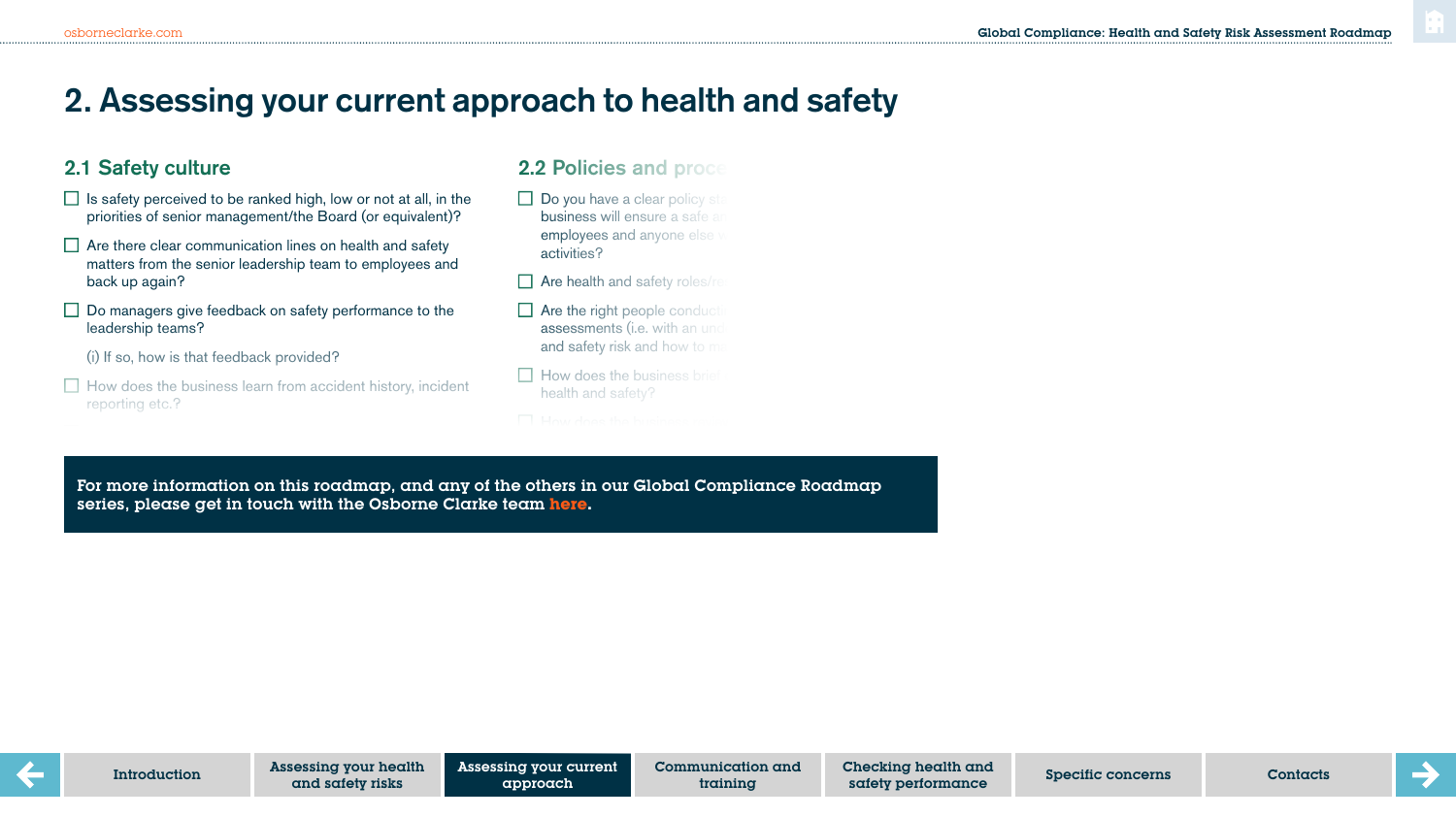# 2. Assessing your current approach to health and safety

## 2.1 Safety culture

- ☐ Is safety perceived to be ranked high, low or not at all, in the priorities of senior management/the Board (or equivalent)?
- ☐ Are there clear communication lines on health and safety matters from the senior leadership team to employees and back up again?
- ☐ Do managers give feedback on safety performance to the leadership teams?

  (i) If so, how is that feedback provided?
- ☐ How does the business learn from accident history, incident reporting etc.?

## 2.2 Policies and proce

- ☐ Do you have a clear policy st business will ensure a safe a employees and anyone else v activities?
- ☐ Are health and safety roles/re
- ☐ Are the right people conducti assessments (i.e. with an und and safety risk and how to m
- ☐ How does the business brie health and safety?
- ☐ How does the

**For more information on this roadmap, and any of the others in our Global Compliance Roadmap series, please get in touch with the Osborne Clarke team here.**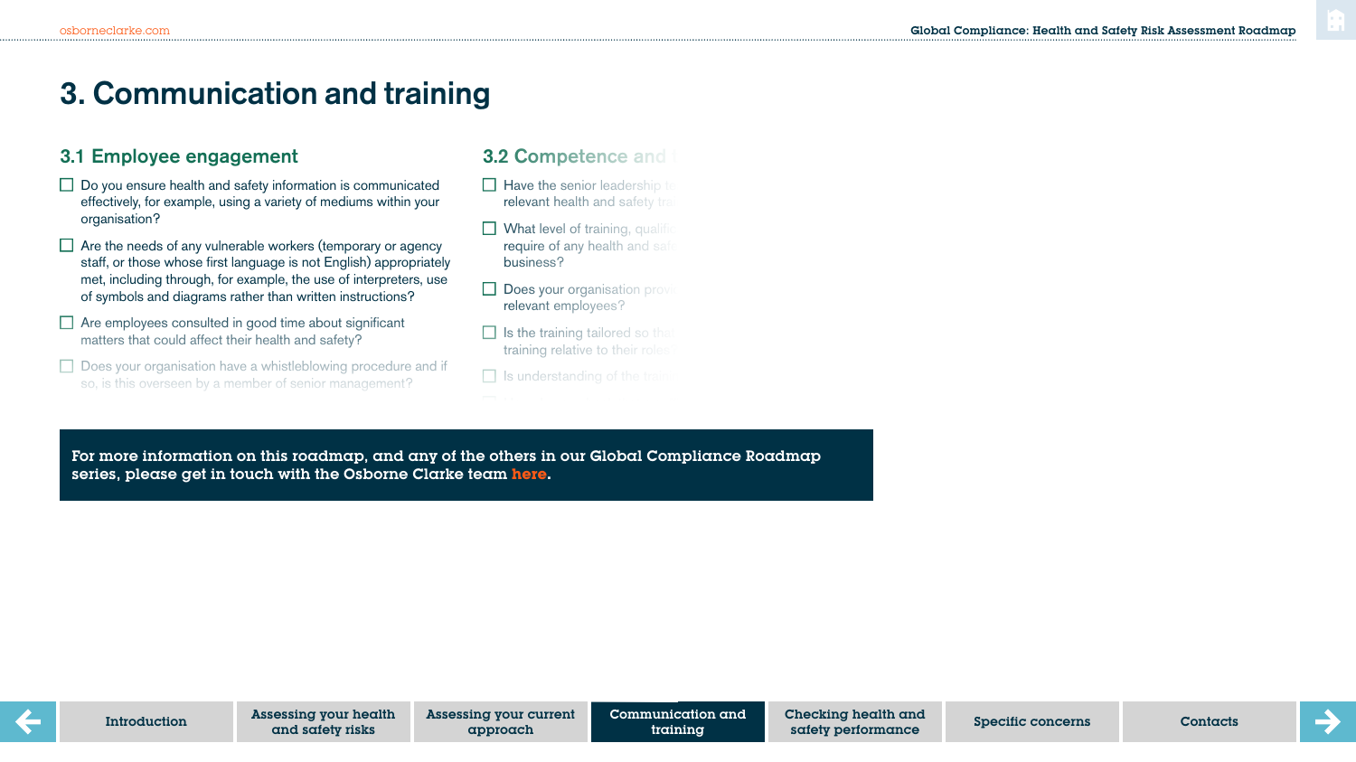# 3. Communication and training

## 3.1 Employee engagement

- ☐ Do you ensure health and safety information is communicated effectively, for example, using a variety of mediums within your organisation?
- ☐ Are the needs of any vulnerable workers (temporary or agency staff, or those whose first language is not English) appropriately met, including through, for example, the use of interpreters, use of symbols and diagrams rather than written instructions?
- ☐ Are employees consulted in good time about significant matters that could affect their health and safety?
- ☐ Does your organisation have a whistleblowing procedure and if so, is this overseen by a member of senior management?

## 3.2 Competence and t

- ☐ Have the senior leadership te relevant health and safety tra
- ☐ What level of training, qualific require of any health and safe business?
- ☐ Does your organisation prov relevant employees?
- ☐ Is the training tailored so tha training relative to their roles
- ☐ Is understanding of the train

**For more information on this roadmap, and any of the others in our Global Compliance Roadmap series, please get in touch with the Osborne Clarke team here.**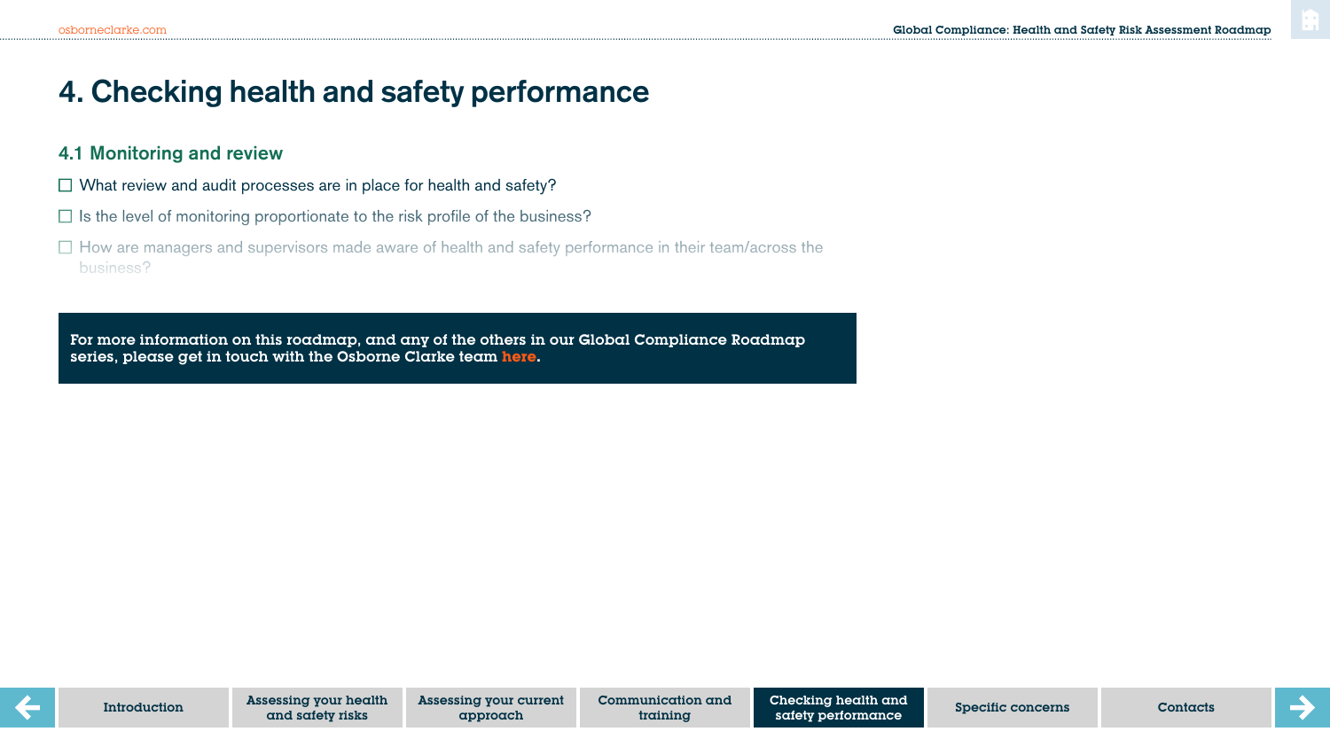# 4. Checking health and safety performance

## 4.1 Monitoring and review

- ☐ What review and audit processes are in place for health and safety?
- ☐ Is the level of monitoring proportionate to the risk profile of the business?
- ☐ How are managers and supervisors made aware of health and safety performance in their team/across the business?

**For more information on this roadmap, and any of the others in our Global Compliance Roadmap series, please get in touch with the Osborne Clarke team here.**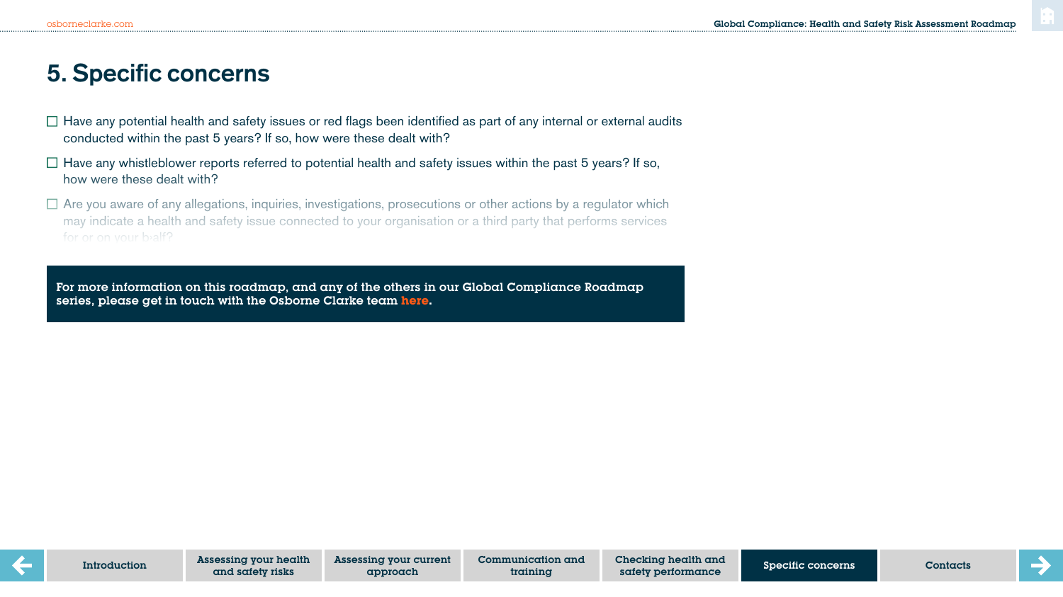# 5. Specific concerns

- ☐ Have any potential health and safety issues or red flags been identified as part of any internal or external audits conducted within the past 5 years? If so, how were these dealt with?
- ☐ Have any whistleblower reports referred to potential health and safety issues within the past 5 years? If so, how were these dealt with?
- ☐ Are you aware of any allegations, inquiries, investigations, prosecutions or other actions by a regulator which may indicate a health and safety issue connected to your organisation or a third party that performs services for or on your behalf?

**For more information on this roadmap, and any of the others in our Global Compliance Roadmap series, please get in touch with the Osborne Clarke team here.**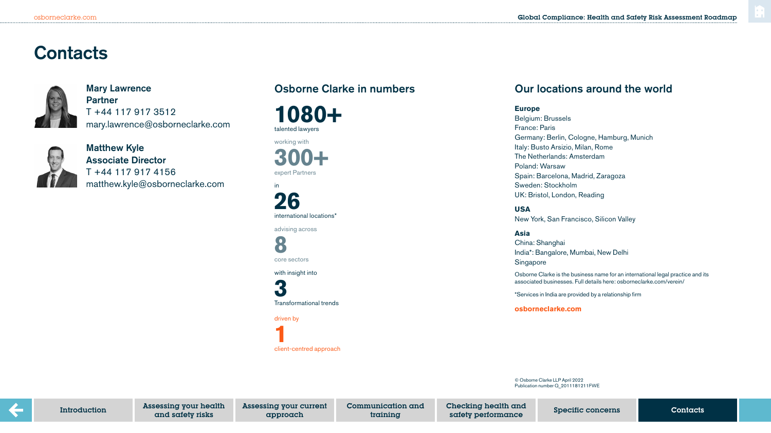# Contacts

**Mary Lawrence**
**Partner**
T +44 117 917 3512
mary.lawrence@osborneclarke.com

**Matthew Kyle**
**Associate Director**
T +44 117 917 4156
matthew.kyle@osborneclarke.com

## Osborne Clarke in numbers

**1080+**
talented lawyers

working with

**300+**
expert Partners

in

**26**
international locations*

advising across

**8**
core sectors

with insight into

**3**
Transformational trends

driven by

**1**
client-centred approach

## Our locations around the world

**Europe**
Belgium: Brussels
France: Paris
Germany: Berlin, Cologne, Hamburg, Munich
Italy: Busto Arsizio, Milan, Rome
The Netherlands: Amsterdam
Poland: Warsaw
Spain: Barcelona, Madrid, Zaragoza
Sweden: Stockholm
UK: Bristol, London, Reading

**USA**
New York, San Francisco, Silicon Valley

**Asia**
China: Shanghai
India*: Bangalore, Mumbai, New Delhi
Singapore

Osborne Clarke is the business name for an international legal practice and its associated businesses. Full details here: osborneclarke.com/verein/

*Services in India are provided by a relationship firm

**osborneclarke.com**

© Osborne Clarke LLP April 2022
Publication number Q_2011181211FWE